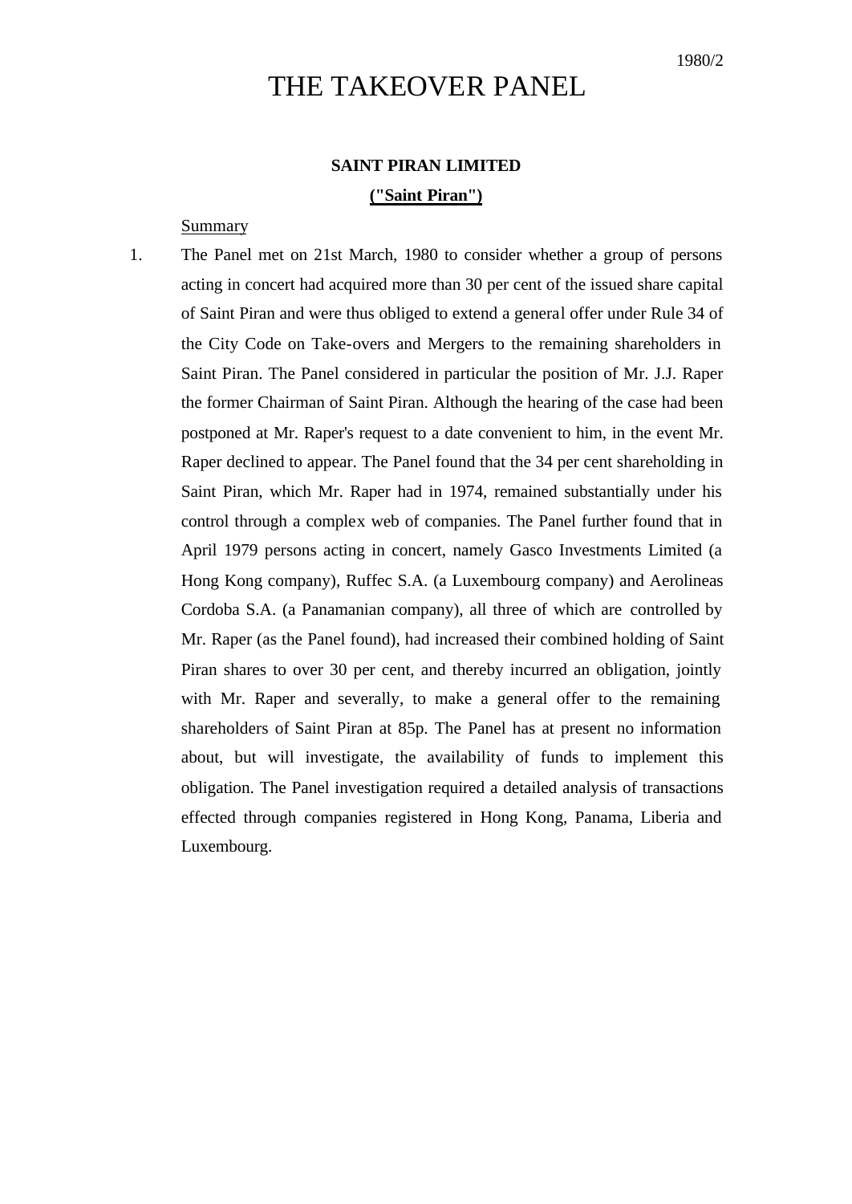1980/2

# THE TAKEOVER PANEL

## SAINT PIRAN LIMITED

## ("Saint Piran")

Summary

1. The Panel met on 21st March, 1980 to consider whether a group of persons acting in concert had acquired more than 30 per cent of the issued share capital of Saint Piran and were thus obliged to extend a general offer under Rule 34 of the City Code on Take-overs and Mergers to the remaining shareholders in Saint Piran. The Panel considered in particular the position of Mr. J.J. Raper the former Chairman of Saint Piran. Although the hearing of the case had been postponed at Mr. Raper's request to a date convenient to him, in the event Mr. Raper declined to appear. The Panel found that the 34 per cent shareholding in Saint Piran, which Mr. Raper had in 1974, remained substantially under his control through a complex web of companies. The Panel further found that in April 1979 persons acting in concert, namely Gasco Investments Limited (a Hong Kong company), Ruffec S.A. (a Luxembourg company) and Aerolineas Cordoba S.A. (a Panamanian company), all three of which are controlled by Mr. Raper (as the Panel found), had increased their combined holding of Saint Piran shares to over 30 per cent, and thereby incurred an obligation, jointly with Mr. Raper and severally, to make a general offer to the remaining shareholders of Saint Piran at 85p. The Panel has at present no information about, but will investigate, the availability of funds to implement this obligation. The Panel investigation required a detailed analysis of transactions effected through companies registered in Hong Kong, Panama, Liberia and Luxembourg.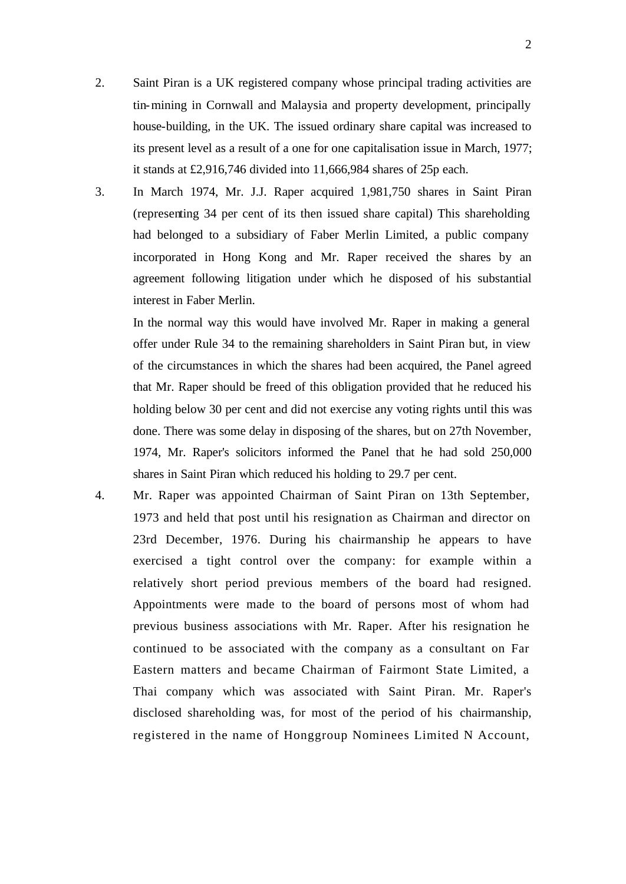2. Saint Piran is a UK registered company whose principal trading activities are tin-mining in Cornwall and Malaysia and property development, principally house-building, in the UK. The issued ordinary share capital was increased to its present level as a result of a one for one capitalisation issue in March, 1977; it stands at £2,916,746 divided into 11,666,984 shares of 25p each.

3. In March 1974, Mr. J.J. Raper acquired 1,981,750 shares in Saint Piran (representing 34 per cent of its then issued share capital) This shareholding had belonged to a subsidiary of Faber Merlin Limited, a public company incorporated in Hong Kong and Mr. Raper received the shares by an agreement following litigation under which he disposed of his substantial interest in Faber Merlin.

   In the normal way this would have involved Mr. Raper in making a general offer under Rule 34 to the remaining shareholders in Saint Piran but, in view of the circumstances in which the shares had been acquired, the Panel agreed that Mr. Raper should be freed of this obligation provided that he reduced his holding below 30 per cent and did not exercise any voting rights until this was done. There was some delay in disposing of the shares, but on 27th November, 1974, Mr. Raper's solicitors informed the Panel that he had sold 250,000 shares in Saint Piran which reduced his holding to 29.7 per cent.

4. Mr. Raper was appointed Chairman of Saint Piran on 13th September, 1973 and held that post until his resignation as Chairman and director on 23rd December, 1976. During his chairmanship he appears to have exercised a tight control over the company: for example within a relatively short period previous members of the board had resigned. Appointments were made to the board of persons most of whom had previous business associations with Mr. Raper. After his resignation he continued to be associated with the company as a consultant on Far Eastern matters and became Chairman of Fairmont State Limited, a Thai company which was associated with Saint Piran. Mr. Raper's disclosed shareholding was, for most of the period of his chairmanship, registered in the name of Honggroup Nominees Limited N Account,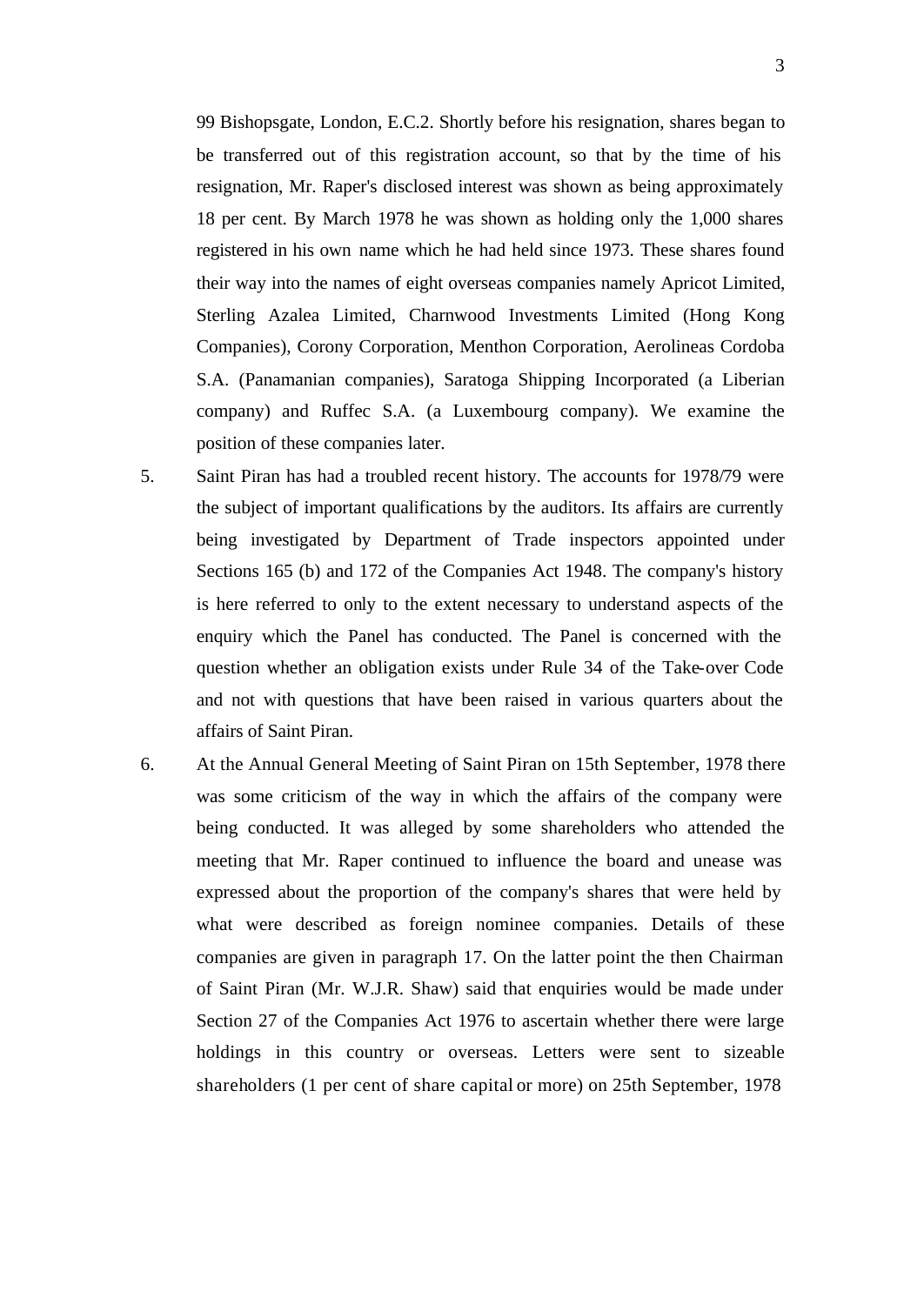99 Bishopsgate, London, E.C.2. Shortly before his resignation, shares began to be transferred out of this registration account, so that by the time of his resignation, Mr. Raper's disclosed interest was shown as being approximately 18 per cent. By March 1978 he was shown as holding only the 1,000 shares registered in his own name which he had held since 1973. These shares found their way into the names of eight overseas companies namely Apricot Limited, Sterling Azalea Limited, Charnwood Investments Limited (Hong Kong Companies), Corony Corporation, Menthon Corporation, Aerolineas Cordoba S.A. (Panamanian companies), Saratoga Shipping Incorporated (a Liberian company) and Ruffec S.A. (a Luxembourg company). We examine the position of these companies later.

5. Saint Piran has had a troubled recent history. The accounts for 1978/79 were the subject of important qualifications by the auditors. Its affairs are currently being investigated by Department of Trade inspectors appointed under Sections 165 (b) and 172 of the Companies Act 1948. The company's history is here referred to only to the extent necessary to understand aspects of the enquiry which the Panel has conducted. The Panel is concerned with the question whether an obligation exists under Rule 34 of the Take-over Code and not with questions that have been raised in various quarters about the affairs of Saint Piran.

6. At the Annual General Meeting of Saint Piran on 15th September, 1978 there was some criticism of the way in which the affairs of the company were being conducted. It was alleged by some shareholders who attended the meeting that Mr. Raper continued to influence the board and unease was expressed about the proportion of the company's shares that were held by what were described as foreign nominee companies. Details of these companies are given in paragraph 17. On the latter point the then Chairman of Saint Piran (Mr. W.J.R. Shaw) said that enquiries would be made under Section 27 of the Companies Act 1976 to ascertain whether there were large holdings in this country or overseas. Letters were sent to sizeable shareholders (1 per cent of share capital or more) on 25th September, 1978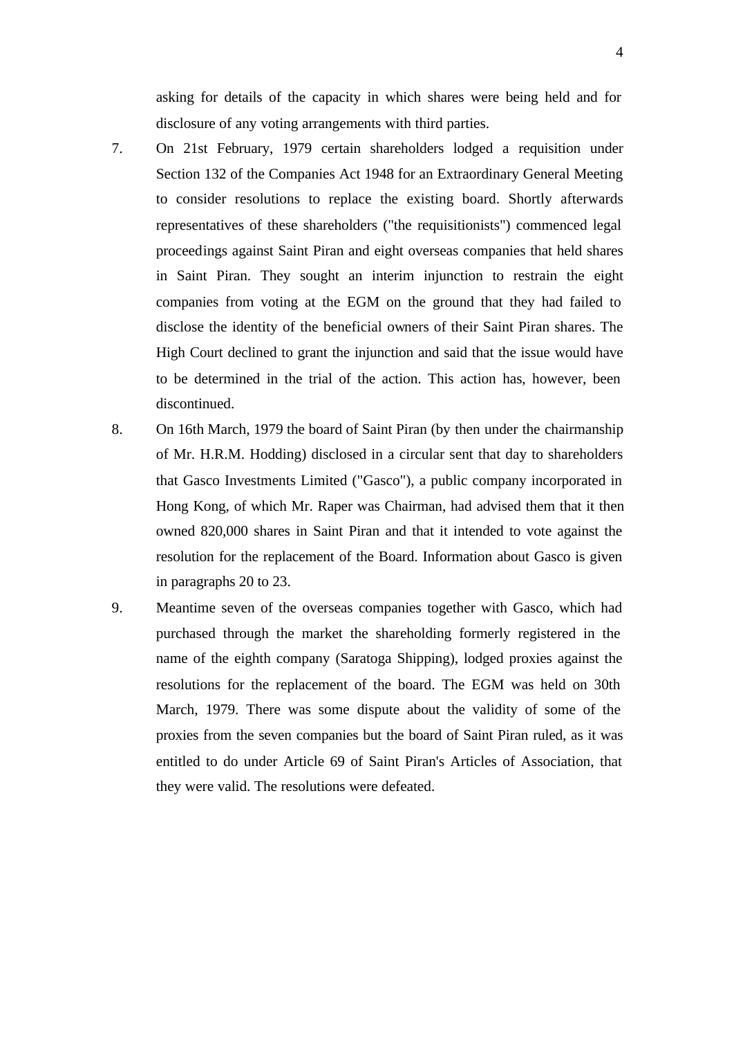asking for details of the capacity in which shares were being held and for disclosure of any voting arrangements with third parties.

7. On 21st February, 1979 certain shareholders lodged a requisition under Section 132 of the Companies Act 1948 for an Extraordinary General Meeting to consider resolutions to replace the existing board. Shortly afterwards representatives of these shareholders ("the requisitionists") commenced legal proceedings against Saint Piran and eight overseas companies that held shares in Saint Piran. They sought an interim injunction to restrain the eight companies from voting at the EGM on the ground that they had failed to disclose the identity of the beneficial owners of their Saint Piran shares. The High Court declined to grant the injunction and said that the issue would have to be determined in the trial of the action. This action has, however, been discontinued.

8. On 16th March, 1979 the board of Saint Piran (by then under the chairmanship of Mr. H.R.M. Hodding) disclosed in a circular sent that day to shareholders that Gasco Investments Limited ("Gasco"), a public company incorporated in Hong Kong, of which Mr. Raper was Chairman, had advised them that it then owned 820,000 shares in Saint Piran and that it intended to vote against the resolution for the replacement of the Board. Information about Gasco is given in paragraphs 20 to 23.

9. Meantime seven of the overseas companies together with Gasco, which had purchased through the market the shareholding formerly registered in the name of the eighth company (Saratoga Shipping), lodged proxies against the resolutions for the replacement of the board. The EGM was held on 30th March, 1979. There was some dispute about the validity of some of the proxies from the seven companies but the board of Saint Piran ruled, as it was entitled to do under Article 69 of Saint Piran's Articles of Association, that they were valid. The resolutions were defeated.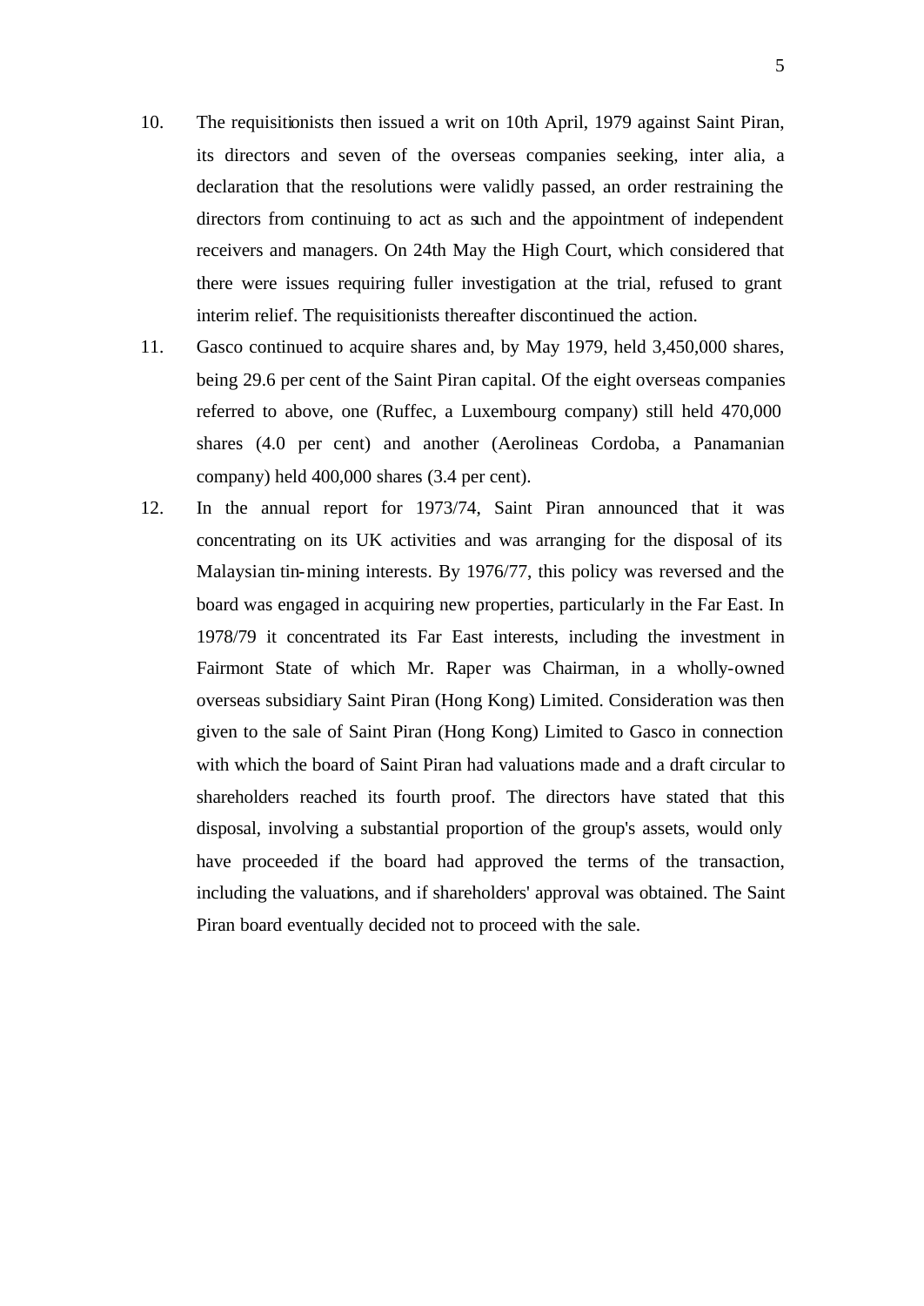10. The requisitionists then issued a writ on 10th April, 1979 against Saint Piran, its directors and seven of the overseas companies seeking, inter alia, a declaration that the resolutions were validly passed, an order restraining the directors from continuing to act as such and the appointment of independent receivers and managers. On 24th May the High Court, which considered that there were issues requiring fuller investigation at the trial, refused to grant interim relief. The requisitionists thereafter discontinued the action.

11. Gasco continued to acquire shares and, by May 1979, held 3,450,000 shares, being 29.6 per cent of the Saint Piran capital. Of the eight overseas companies referred to above, one (Ruffec, a Luxembourg company) still held 470,000 shares (4.0 per cent) and another (Aerolineas Cordoba, a Panamanian company) held 400,000 shares (3.4 per cent).

12. In the annual report for 1973/74, Saint Piran announced that it was concentrating on its UK activities and was arranging for the disposal of its Malaysian tin-mining interests. By 1976/77, this policy was reversed and the board was engaged in acquiring new properties, particularly in the Far East. In 1978/79 it concentrated its Far East interests, including the investment in Fairmont State of which Mr. Raper was Chairman, in a wholly-owned overseas subsidiary Saint Piran (Hong Kong) Limited. Consideration was then given to the sale of Saint Piran (Hong Kong) Limited to Gasco in connection with which the board of Saint Piran had valuations made and a draft circular to shareholders reached its fourth proof. The directors have stated that this disposal, involving a substantial proportion of the group's assets, would only have proceeded if the board had approved the terms of the transaction, including the valuations, and if shareholders' approval was obtained. The Saint Piran board eventually decided not to proceed with the sale.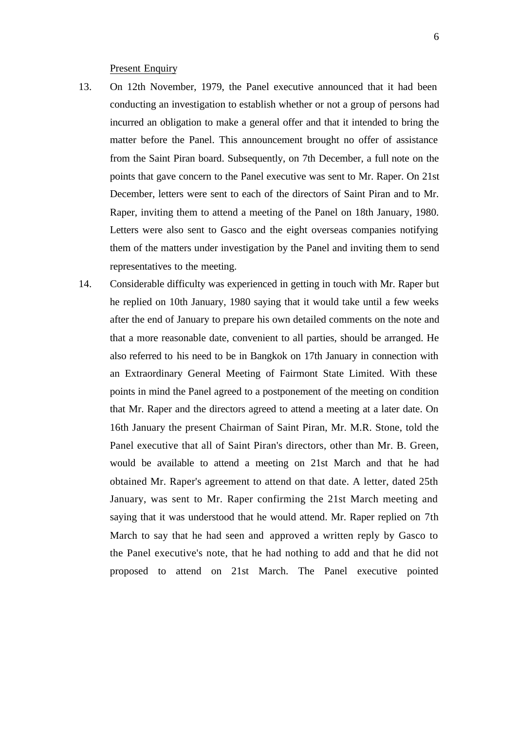Present Enquiry

13. On 12th November, 1979, the Panel executive announced that it had been conducting an investigation to establish whether or not a group of persons had incurred an obligation to make a general offer and that it intended to bring the matter before the Panel. This announcement brought no offer of assistance from the Saint Piran board. Subsequently, on 7th December, a full note on the points that gave concern to the Panel executive was sent to Mr. Raper. On 21st December, letters were sent to each of the directors of Saint Piran and to Mr. Raper, inviting them to attend a meeting of the Panel on 18th January, 1980. Letters were also sent to Gasco and the eight overseas companies notifying them of the matters under investigation by the Panel and inviting them to send representatives to the meeting.

14. Considerable difficulty was experienced in getting in touch with Mr. Raper but he replied on 10th January, 1980 saying that it would take until a few weeks after the end of January to prepare his own detailed comments on the note and that a more reasonable date, convenient to all parties, should be arranged. He also referred to his need to be in Bangkok on 17th January in connection with an Extraordinary General Meeting of Fairmont State Limited. With these points in mind the Panel agreed to a postponement of the meeting on condition that Mr. Raper and the directors agreed to attend a meeting at a later date. On 16th January the present Chairman of Saint Piran, Mr. M.R. Stone, told the Panel executive that all of Saint Piran's directors, other than Mr. B. Green, would be available to attend a meeting on 21st March and that he had obtained Mr. Raper's agreement to attend on that date. A letter, dated 25th January, was sent to Mr. Raper confirming the 21st March meeting and saying that it was understood that he would attend. Mr. Raper replied on 7th March to say that he had seen and approved a written reply by Gasco to the Panel executive's note, that he had nothing to add and that he did not proposed to attend on 21st March. The Panel executive pointed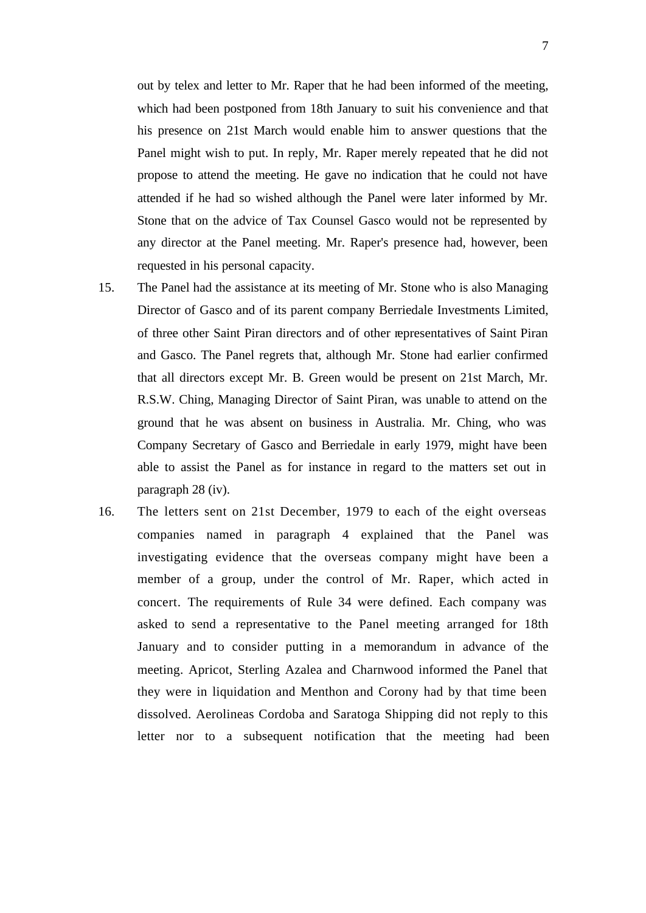out by telex and letter to Mr. Raper that he had been informed of the meeting, which had been postponed from 18th January to suit his convenience and that his presence on 21st March would enable him to answer questions that the Panel might wish to put. In reply, Mr. Raper merely repeated that he did not propose to attend the meeting. He gave no indication that he could not have attended if he had so wished although the Panel were later informed by Mr. Stone that on the advice of Tax Counsel Gasco would not be represented by any director at the Panel meeting. Mr. Raper's presence had, however, been requested in his personal capacity.

15. The Panel had the assistance at its meeting of Mr. Stone who is also Managing Director of Gasco and of its parent company Berriedale Investments Limited, of three other Saint Piran directors and of other representatives of Saint Piran and Gasco. The Panel regrets that, although Mr. Stone had earlier confirmed that all directors except Mr. B. Green would be present on 21st March, Mr. R.S.W. Ching, Managing Director of Saint Piran, was unable to attend on the ground that he was absent on business in Australia. Mr. Ching, who was Company Secretary of Gasco and Berriedale in early 1979, might have been able to assist the Panel as for instance in regard to the matters set out in paragraph 28 (iv).

16. The letters sent on 21st December, 1979 to each of the eight overseas companies named in paragraph 4 explained that the Panel was investigating evidence that the overseas company might have been a member of a group, under the control of Mr. Raper, which acted in concert. The requirements of Rule 34 were defined. Each company was asked to send a representative to the Panel meeting arranged for 18th January and to consider putting in a memorandum in advance of the meeting. Apricot, Sterling Azalea and Charnwood informed the Panel that they were in liquidation and Menthon and Corony had by that time been dissolved. Aerolineas Cordoba and Saratoga Shipping did not reply to this letter nor to a subsequent notification that the meeting had been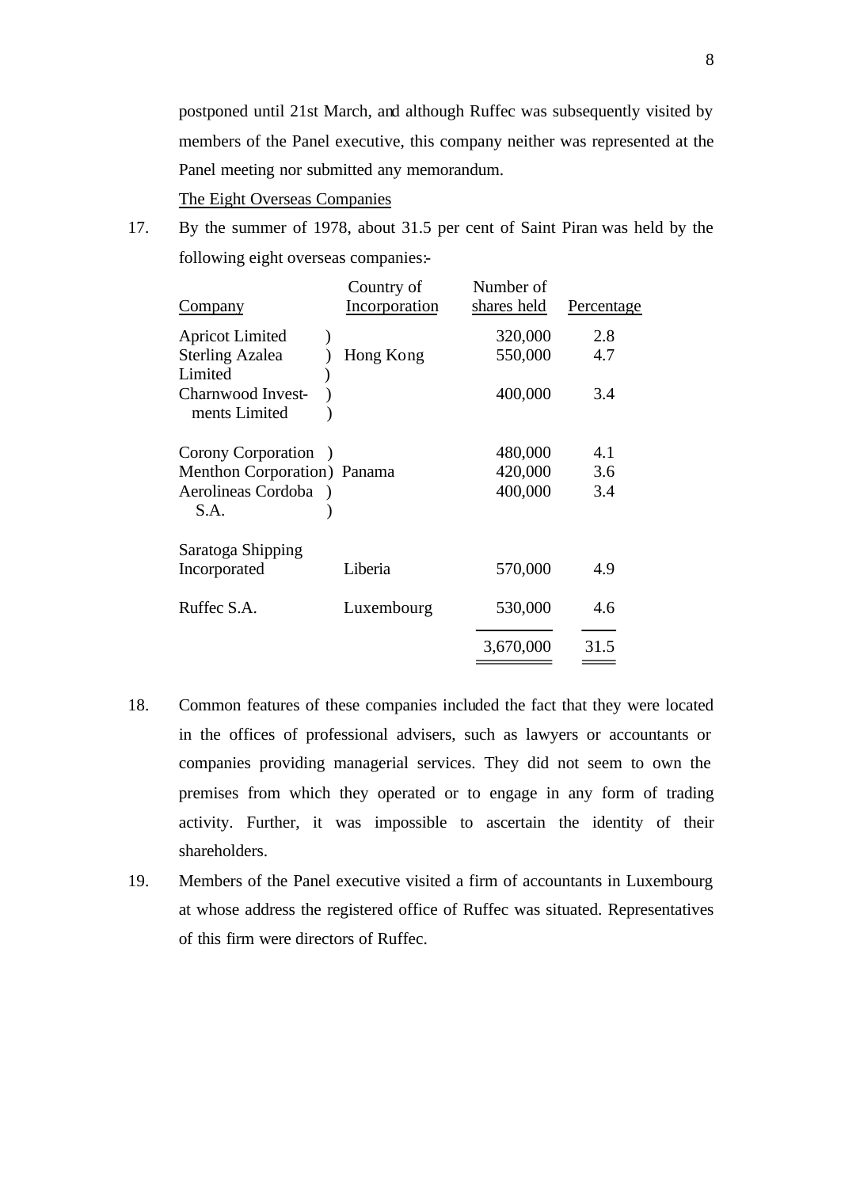postponed until 21st March, and although Ruffec was subsequently visited by members of the Panel executive, this company neither was represented at the Panel meeting nor submitted any memorandum.

<u>The Eight Overseas Companies</u>

17. By the summer of 1978, about 31.5 per cent of Saint Piran was held by the following eight overseas companies:-

| Company | Country of Incorporation | Number of shares held | Percentage |
|---|---|---|---|
| Apricot Limited | Hong Kong | 320,000 | 2.8 |
| Sterling Azalea Limited | Hong Kong | 550,000 | 4.7 |
| Charnwood Investments Limited | Hong Kong | 400,000 | 3.4 |
| Corony Corporation | Panama | 480,000 | 4.1 |
| Menthon Corporation | Panama | 420,000 | 3.6 |
| Aerolineas Cordoba S.A. | Panama | 400,000 | 3.4 |
| Saratoga Shipping Incorporated | Liberia | 570,000 | 4.9 |
| Ruffec S.A. | Luxembourg | 530,000 | 4.6 |
| | | 3,670,000 | 31.5 |

18. Common features of these companies included the fact that they were located in the offices of professional advisers, such as lawyers or accountants or companies providing managerial services. They did not seem to own the premises from which they operated or to engage in any form of trading activity. Further, it was impossible to ascertain the identity of their shareholders.

19. Members of the Panel executive visited a firm of accountants in Luxembourg at whose address the registered office of Ruffec was situated. Representatives of this firm were directors of Ruffec.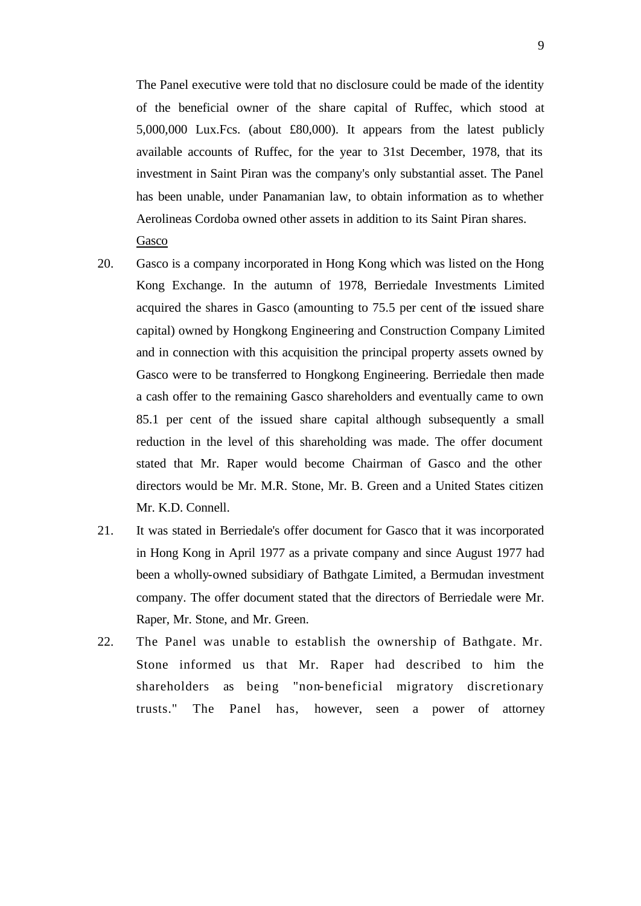The Panel executive were told that no disclosure could be made of the identity of the beneficial owner of the share capital of Ruffec, which stood at 5,000,000 Lux.Fcs. (about £80,000). It appears from the latest publicly available accounts of Ruffec, for the year to 31st December, 1978, that its investment in Saint Piran was the company's only substantial asset. The Panel has been unable, under Panamanian law, to obtain information as to whether Aerolineas Cordoba owned other assets in addition to its Saint Piran shares.

<u>Gasco</u>

20. Gasco is a company incorporated in Hong Kong which was listed on the Hong Kong Exchange. In the autumn of 1978, Berriedale Investments Limited acquired the shares in Gasco (amounting to 75.5 per cent of the issued share capital) owned by Hongkong Engineering and Construction Company Limited and in connection with this acquisition the principal property assets owned by Gasco were to be transferred to Hongkong Engineering. Berriedale then made a cash offer to the remaining Gasco shareholders and eventually came to own 85.1 per cent of the issued share capital although subsequently a small reduction in the level of this shareholding was made. The offer document stated that Mr. Raper would become Chairman of Gasco and the other directors would be Mr. M.R. Stone, Mr. B. Green and a United States citizen Mr. K.D. Connell.

21. It was stated in Berriedale's offer document for Gasco that it was incorporated in Hong Kong in April 1977 as a private company and since August 1977 had been a wholly-owned subsidiary of Bathgate Limited, a Bermudan investment company. The offer document stated that the directors of Berriedale were Mr. Raper, Mr. Stone, and Mr. Green.

22. The Panel was unable to establish the ownership of Bathgate. Mr. Stone informed us that Mr. Raper had described to him the shareholders as being "non-beneficial migratory discretionary trusts." The Panel has, however, seen a power of attorney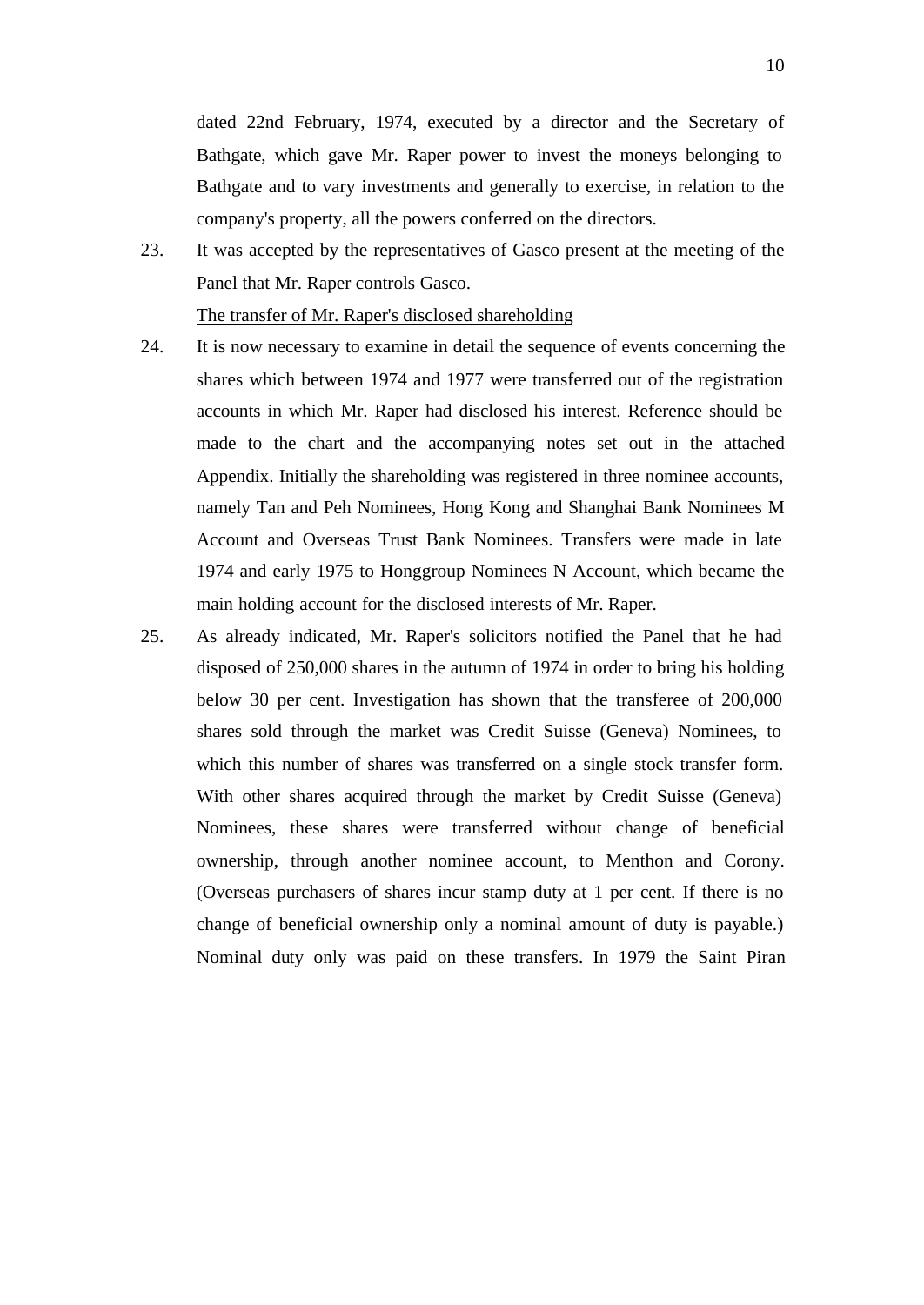dated 22nd February, 1974, executed by a director and the Secretary of Bathgate, which gave Mr. Raper power to invest the moneys belonging to Bathgate and to vary investments and generally to exercise, in relation to the company's property, all the powers conferred on the directors.

23. It was accepted by the representatives of Gasco present at the meeting of the Panel that Mr. Raper controls Gasco.

<u>The transfer of Mr. Raper's disclosed shareholding</u>

24. It is now necessary to examine in detail the sequence of events concerning the shares which between 1974 and 1977 were transferred out of the registration accounts in which Mr. Raper had disclosed his interest. Reference should be made to the chart and the accompanying notes set out in the attached Appendix. Initially the shareholding was registered in three nominee accounts, namely Tan and Peh Nominees, Hong Kong and Shanghai Bank Nominees M Account and Overseas Trust Bank Nominees. Transfers were made in late 1974 and early 1975 to Honggroup Nominees N Account, which became the main holding account for the disclosed interests of Mr. Raper.

25. As already indicated, Mr. Raper's solicitors notified the Panel that he had disposed of 250,000 shares in the autumn of 1974 in order to bring his holding below 30 per cent. Investigation has shown that the transferee of 200,000 shares sold through the market was Credit Suisse (Geneva) Nominees, to which this number of shares was transferred on a single stock transfer form. With other shares acquired through the market by Credit Suisse (Geneva) Nominees, these shares were transferred without change of beneficial ownership, through another nominee account, to Menthon and Corony. (Overseas purchasers of shares incur stamp duty at 1 per cent. If there is no change of beneficial ownership only a nominal amount of duty is payable.) Nominal duty only was paid on these transfers. In 1979 the Saint Piran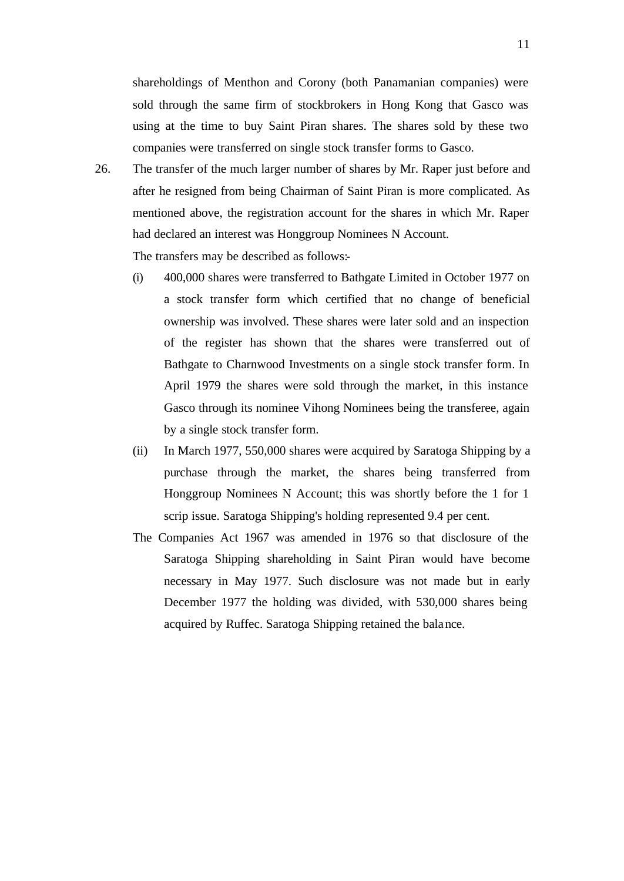shareholdings of Menthon and Corony (both Panamanian companies) were sold through the same firm of stockbrokers in Hong Kong that Gasco was using at the time to buy Saint Piran shares. The shares sold by these two companies were transferred on single stock transfer forms to Gasco.

26. The transfer of the much larger number of shares by Mr. Raper just before and after he resigned from being Chairman of Saint Piran is more complicated. As mentioned above, the registration account for the shares in which Mr. Raper had declared an interest was Honggroup Nominees N Account.

    The transfers may be described as follows:-

    (i) 400,000 shares were transferred to Bathgate Limited in October 1977 on a stock transfer form which certified that no change of beneficial ownership was involved. These shares were later sold and an inspection of the register has shown that the shares were transferred out of Bathgate to Charnwood Investments on a single stock transfer form. In April 1979 the shares were sold through the market, in this instance Gasco through its nominee Vihong Nominees being the transferee, again by a single stock transfer form.

    (ii) In March 1977, 550,000 shares were acquired by Saratoga Shipping by a purchase through the market, the shares being transferred from Honggroup Nominees N Account; this was shortly before the 1 for 1 scrip issue. Saratoga Shipping's holding represented 9.4 per cent.

    The Companies Act 1967 was amended in 1976 so that disclosure of the Saratoga Shipping shareholding in Saint Piran would have become necessary in May 1977. Such disclosure was not made but in early December 1977 the holding was divided, with 530,000 shares being acquired by Ruffec. Saratoga Shipping retained the balance.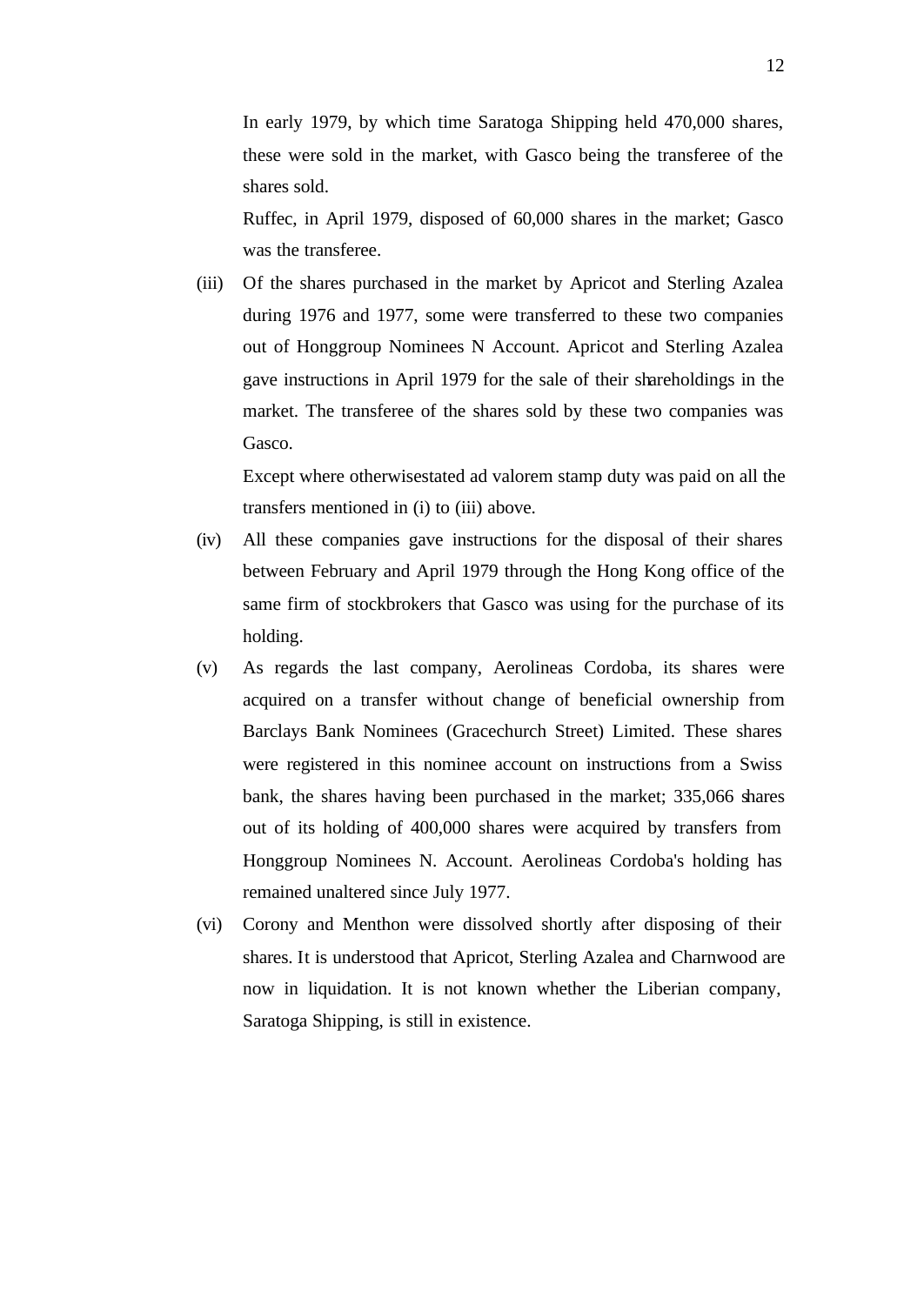In early 1979, by which time Saratoga Shipping held 470,000 shares, these were sold in the market, with Gasco being the transferee of the shares sold.

Ruffec, in April 1979, disposed of 60,000 shares in the market; Gasco was the transferee.

(iii) Of the shares purchased in the market by Apricot and Sterling Azalea during 1976 and 1977, some were transferred to these two companies out of Honggroup Nominees N Account. Apricot and Sterling Azalea gave instructions in April 1979 for the sale of their shareholdings in the market. The transferee of the shares sold by these two companies was Gasco.

Except where otherwisestated ad valorem stamp duty was paid on all the transfers mentioned in (i) to (iii) above.

(iv) All these companies gave instructions for the disposal of their shares between February and April 1979 through the Hong Kong office of the same firm of stockbrokers that Gasco was using for the purchase of its holding.

(v) As regards the last company, Aerolineas Cordoba, its shares were acquired on a transfer without change of beneficial ownership from Barclays Bank Nominees (Gracechurch Street) Limited. These shares were registered in this nominee account on instructions from a Swiss bank, the shares having been purchased in the market; 335,066 shares out of its holding of 400,000 shares were acquired by transfers from Honggroup Nominees N. Account. Aerolineas Cordoba's holding has remained unaltered since July 1977.

(vi) Corony and Menthon were dissolved shortly after disposing of their shares. It is understood that Apricot, Sterling Azalea and Charnwood are now in liquidation. It is not known whether the Liberian company, Saratoga Shipping, is still in existence.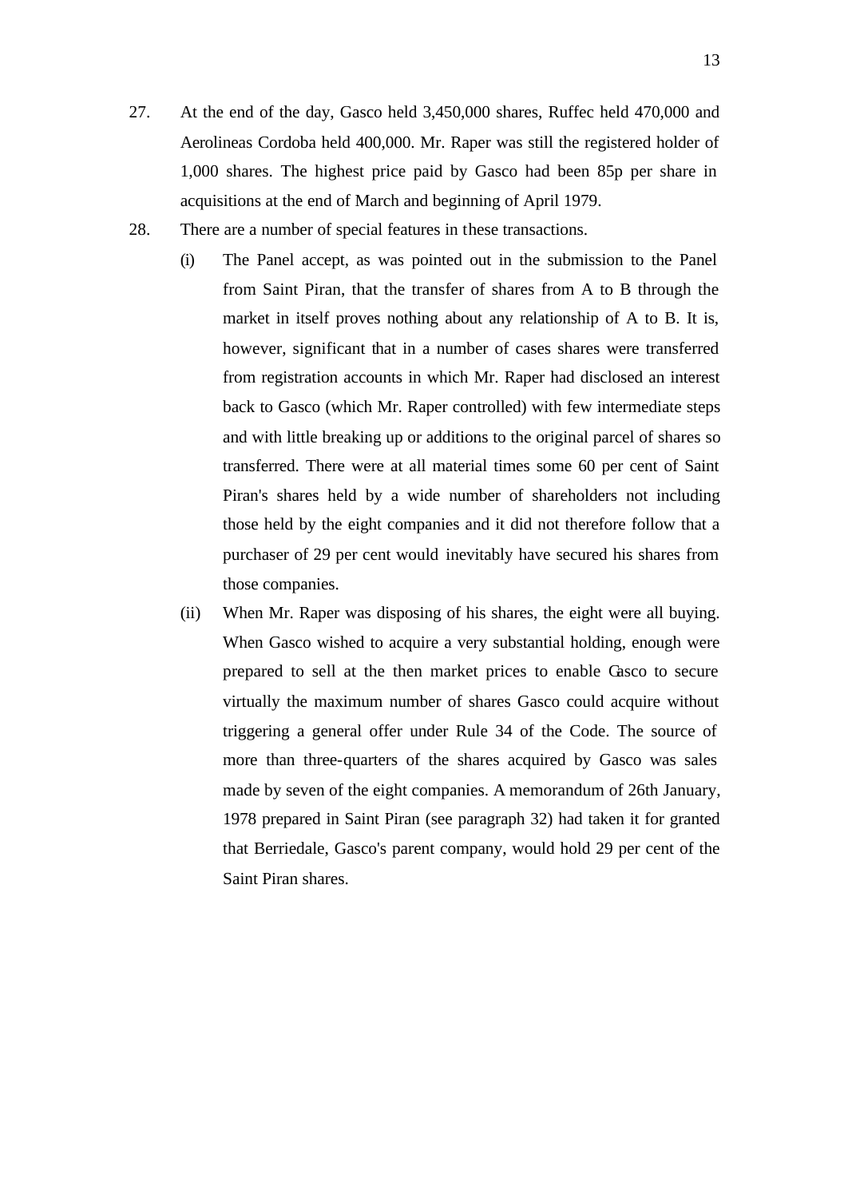27. At the end of the day, Gasco held 3,450,000 shares, Ruffec held 470,000 and Aerolineas Cordoba held 400,000. Mr. Raper was still the registered holder of 1,000 shares. The highest price paid by Gasco had been 85p per share in acquisitions at the end of March and beginning of April 1979.

28. There are a number of special features in these transactions.

    (i) The Panel accept, as was pointed out in the submission to the Panel from Saint Piran, that the transfer of shares from A to B through the market in itself proves nothing about any relationship of A to B. It is, however, significant that in a number of cases shares were transferred from registration accounts in which Mr. Raper had disclosed an interest back to Gasco (which Mr. Raper controlled) with few intermediate steps and with little breaking up or additions to the original parcel of shares so transferred. There were at all material times some 60 per cent of Saint Piran's shares held by a wide number of shareholders not including those held by the eight companies and it did not therefore follow that a purchaser of 29 per cent would inevitably have secured his shares from those companies.

    (ii) When Mr. Raper was disposing of his shares, the eight were all buying. When Gasco wished to acquire a very substantial holding, enough were prepared to sell at the then market prices to enable Gasco to secure virtually the maximum number of shares Gasco could acquire without triggering a general offer under Rule 34 of the Code. The source of more than three-quarters of the shares acquired by Gasco was sales made by seven of the eight companies. A memorandum of 26th January, 1978 prepared in Saint Piran (see paragraph 32) had taken it for granted that Berriedale, Gasco's parent company, would hold 29 per cent of the Saint Piran shares.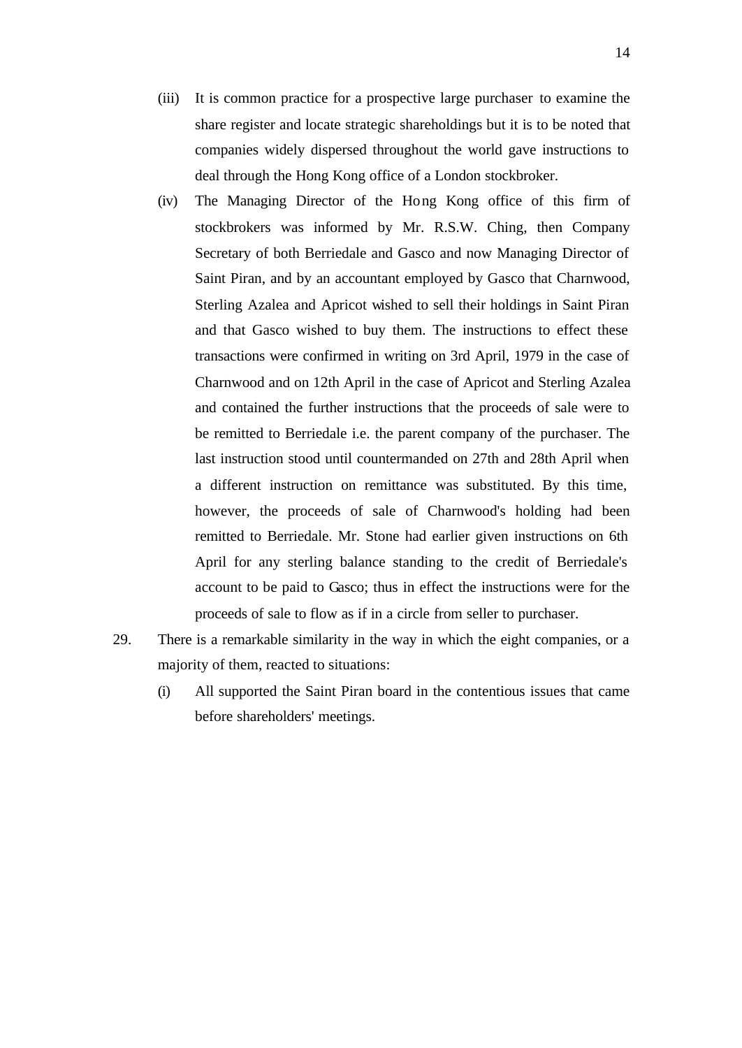(iii) It is common practice for a prospective large purchaser to examine the share register and locate strategic shareholdings but it is to be noted that companies widely dispersed throughout the world gave instructions to deal through the Hong Kong office of a London stockbroker.

(iv) The Managing Director of the Hong Kong office of this firm of stockbrokers was informed by Mr. R.S.W. Ching, then Company Secretary of both Berriedale and Gasco and now Managing Director of Saint Piran, and by an accountant employed by Gasco that Charnwood, Sterling Azalea and Apricot wished to sell their holdings in Saint Piran and that Gasco wished to buy them. The instructions to effect these transactions were confirmed in writing on 3rd April, 1979 in the case of Charnwood and on 12th April in the case of Apricot and Sterling Azalea and contained the further instructions that the proceeds of sale were to be remitted to Berriedale i.e. the parent company of the purchaser. The last instruction stood until countermanded on 27th and 28th April when a different instruction on remittance was substituted. By this time, however, the proceeds of sale of Charnwood's holding had been remitted to Berriedale. Mr. Stone had earlier given instructions on 6th April for any sterling balance standing to the credit of Berriedale's account to be paid to Gasco; thus in effect the instructions were for the proceeds of sale to flow as if in a circle from seller to purchaser.

29. There is a remarkable similarity in the way in which the eight companies, or a majority of them, reacted to situations:

(i) All supported the Saint Piran board in the contentious issues that came before shareholders' meetings.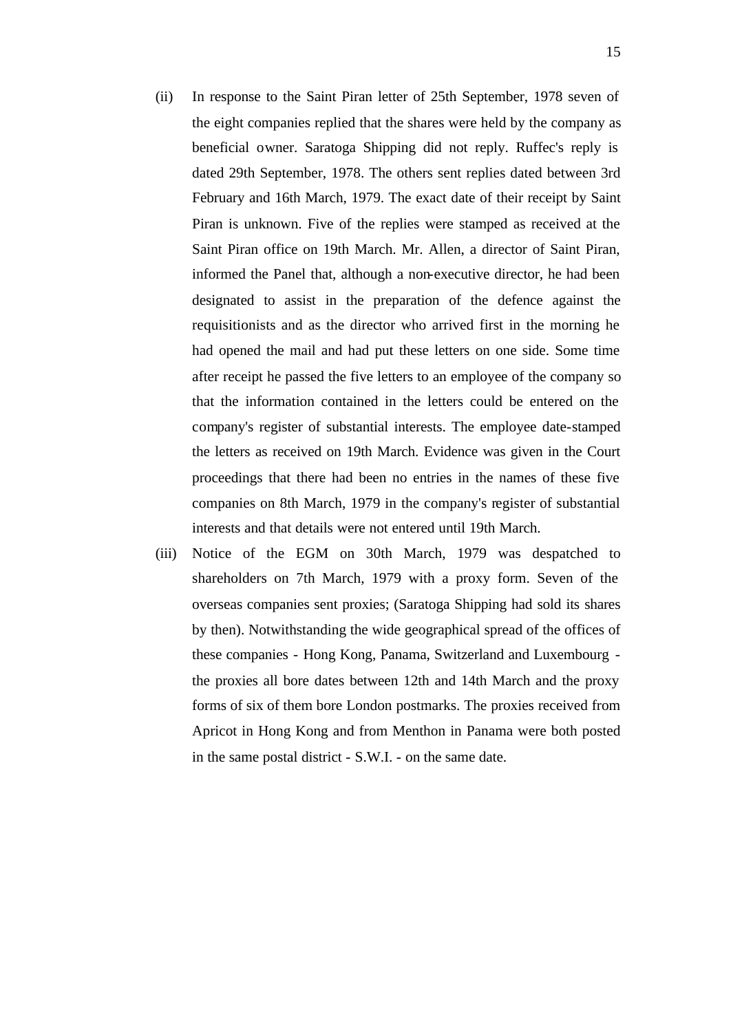(ii) In response to the Saint Piran letter of 25th September, 1978 seven of the eight companies replied that the shares were held by the company as beneficial owner. Saratoga Shipping did not reply. Ruffec's reply is dated 29th September, 1978. The others sent replies dated between 3rd February and 16th March, 1979. The exact date of their receipt by Saint Piran is unknown. Five of the replies were stamped as received at the Saint Piran office on 19th March. Mr. Allen, a director of Saint Piran, informed the Panel that, although a non-executive director, he had been designated to assist in the preparation of the defence against the requisitionists and as the director who arrived first in the morning he had opened the mail and had put these letters on one side. Some time after receipt he passed the five letters to an employee of the company so that the information contained in the letters could be entered on the company's register of substantial interests. The employee date-stamped the letters as received on 19th March. Evidence was given in the Court proceedings that there had been no entries in the names of these five companies on 8th March, 1979 in the company's register of substantial interests and that details were not entered until 19th March.

(iii) Notice of the EGM on 30th March, 1979 was despatched to shareholders on 7th March, 1979 with a proxy form. Seven of the overseas companies sent proxies; (Saratoga Shipping had sold its shares by then). Notwithstanding the wide geographical spread of the offices of these companies - Hong Kong, Panama, Switzerland and Luxembourg - the proxies all bore dates between 12th and 14th March and the proxy forms of six of them bore London postmarks. The proxies received from Apricot in Hong Kong and from Menthon in Panama were both posted in the same postal district - S.W.I. - on the same date.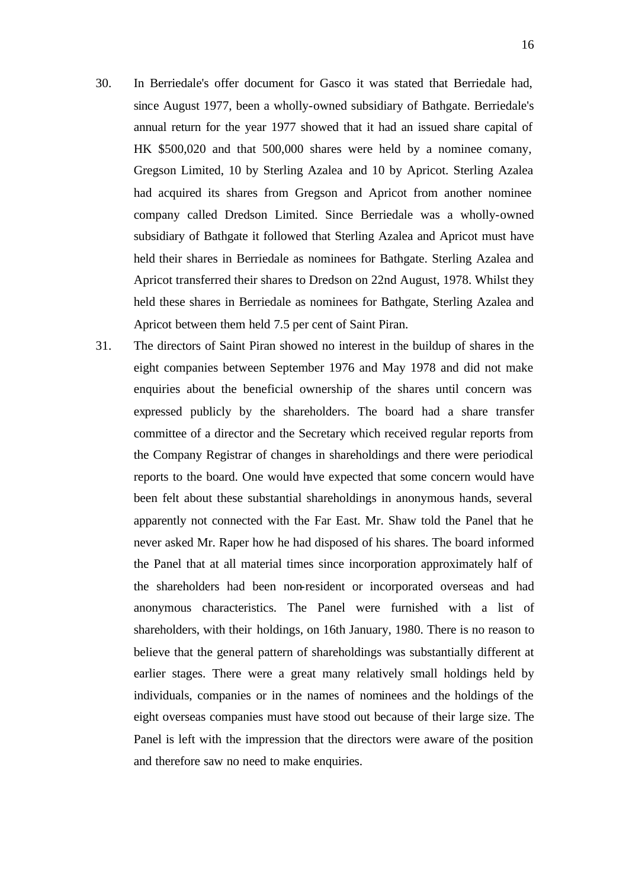30. In Berriedale's offer document for Gasco it was stated that Berriedale had, since August 1977, been a wholly-owned subsidiary of Bathgate. Berriedale's annual return for the year 1977 showed that it had an issued share capital of HK $500,020 and that 500,000 shares were held by a nominee comany, Gregson Limited, 10 by Sterling Azalea and 10 by Apricot. Sterling Azalea had acquired its shares from Gregson and Apricot from another nominee company called Dredson Limited. Since Berriedale was a wholly-owned subsidiary of Bathgate it followed that Sterling Azalea and Apricot must have held their shares in Berriedale as nominees for Bathgate. Sterling Azalea and Apricot transferred their shares to Dredson on 22nd August, 1978. Whilst they held these shares in Berriedale as nominees for Bathgate, Sterling Azalea and Apricot between them held 7.5 per cent of Saint Piran.

31. The directors of Saint Piran showed no interest in the buildup of shares in the eight companies between September 1976 and May 1978 and did not make enquiries about the beneficial ownership of the shares until concern was expressed publicly by the shareholders. The board had a share transfer committee of a director and the Secretary which received regular reports from the Company Registrar of changes in shareholdings and there were periodical reports to the board. One would have expected that some concern would have been felt about these substantial shareholdings in anonymous hands, several apparently not connected with the Far East. Mr. Shaw told the Panel that he never asked Mr. Raper how he had disposed of his shares. The board informed the Panel that at all material times since incorporation approximately half of the shareholders had been non-resident or incorporated overseas and had anonymous characteristics. The Panel were furnished with a list of shareholders, with their holdings, on 16th January, 1980. There is no reason to believe that the general pattern of shareholdings was substantially different at earlier stages. There were a great many relatively small holdings held by individuals, companies or in the names of nominees and the holdings of the eight overseas companies must have stood out because of their large size. The Panel is left with the impression that the directors were aware of the position and therefore saw no need to make enquiries.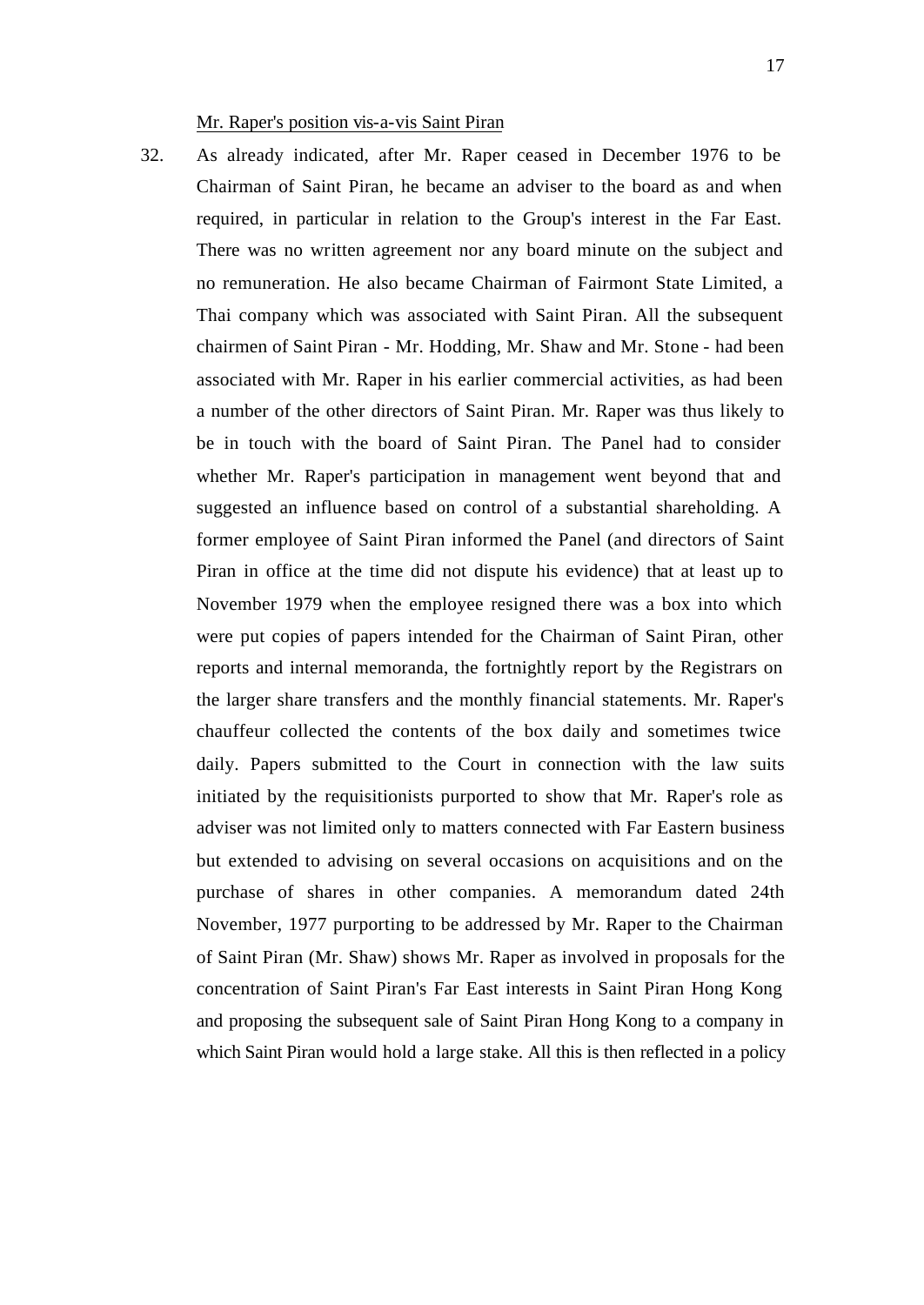Mr. Raper's position vis-a-vis Saint Piran

32. As already indicated, after Mr. Raper ceased in December 1976 to be Chairman of Saint Piran, he became an adviser to the board as and when required, in particular in relation to the Group's interest in the Far East. There was no written agreement nor any board minute on the subject and no remuneration. He also became Chairman of Fairmont State Limited, a Thai company which was associated with Saint Piran. All the subsequent chairmen of Saint Piran - Mr. Hodding, Mr. Shaw and Mr. Stone - had been associated with Mr. Raper in his earlier commercial activities, as had been a number of the other directors of Saint Piran. Mr. Raper was thus likely to be in touch with the board of Saint Piran. The Panel had to consider whether Mr. Raper's participation in management went beyond that and suggested an influence based on control of a substantial shareholding. A former employee of Saint Piran informed the Panel (and directors of Saint Piran in office at the time did not dispute his evidence) that at least up to November 1979 when the employee resigned there was a box into which were put copies of papers intended for the Chairman of Saint Piran, other reports and internal memoranda, the fortnightly report by the Registrars on the larger share transfers and the monthly financial statements. Mr. Raper's chauffeur collected the contents of the box daily and sometimes twice daily. Papers submitted to the Court in connection with the law suits initiated by the requisitionists purported to show that Mr. Raper's role as adviser was not limited only to matters connected with Far Eastern business but extended to advising on several occasions on acquisitions and on the purchase of shares in other companies. A memorandum dated 24th November, 1977 purporting to be addressed by Mr. Raper to the Chairman of Saint Piran (Mr. Shaw) shows Mr. Raper as involved in proposals for the concentration of Saint Piran's Far East interests in Saint Piran Hong Kong and proposing the subsequent sale of Saint Piran Hong Kong to a company in which Saint Piran would hold a large stake. All this is then reflected in a policy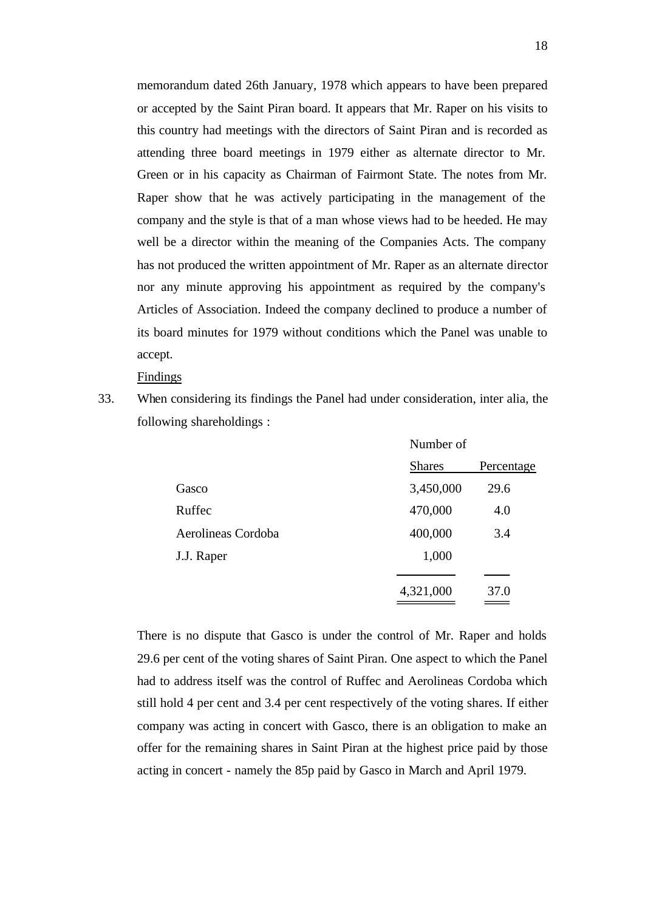memorandum dated 26th January, 1978 which appears to have been prepared or accepted by the Saint Piran board. It appears that Mr. Raper on his visits to this country had meetings with the directors of Saint Piran and is recorded as attending three board meetings in 1979 either as alternate director to Mr. Green or in his capacity as Chairman of Fairmont State. The notes from Mr. Raper show that he was actively participating in the management of the company and the style is that of a man whose views had to be heeded. He may well be a director within the meaning of the Companies Acts. The company has not produced the written appointment of Mr. Raper as an alternate director nor any minute approving his appointment as required by the company's Articles of Association. Indeed the company declined to produce a number of its board minutes for 1979 without conditions which the Panel was unable to accept.

Findings

33. When considering its findings the Panel had under consideration, inter alia, the following shareholdings :

| | Number of Shares | Percentage |
|---|---|---|
| Gasco | 3,450,000 | 29.6 |
| Ruffec | 470,000 | 4.0 |
| Aerolineas Cordoba | 400,000 | 3.4 |
| J.J. Raper | 1,000 | |
| | 4,321,000 | 37.0 |

There is no dispute that Gasco is under the control of Mr. Raper and holds 29.6 per cent of the voting shares of Saint Piran. One aspect to which the Panel had to address itself was the control of Ruffec and Aerolineas Cordoba which still hold 4 per cent and 3.4 per cent respectively of the voting shares. If either company was acting in concert with Gasco, there is an obligation to make an offer for the remaining shares in Saint Piran at the highest price paid by those acting in concert - namely the 85p paid by Gasco in March and April 1979.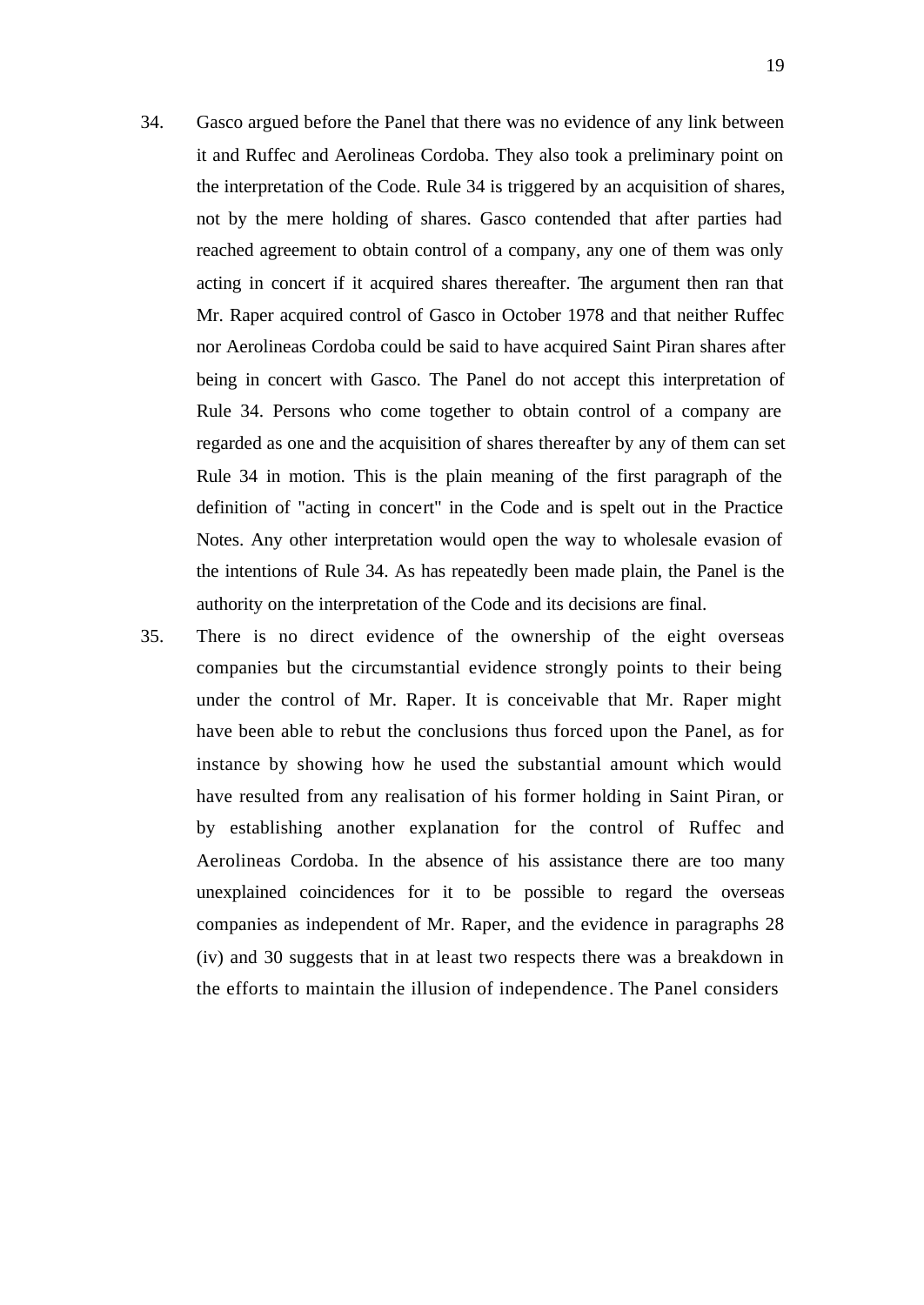34. Gasco argued before the Panel that there was no evidence of any link between it and Ruffec and Aerolineas Cordoba. They also took a preliminary point on the interpretation of the Code. Rule 34 is triggered by an acquisition of shares, not by the mere holding of shares. Gasco contended that after parties had reached agreement to obtain control of a company, any one of them was only acting in concert if it acquired shares thereafter. The argument then ran that Mr. Raper acquired control of Gasco in October 1978 and that neither Ruffec nor Aerolineas Cordoba could be said to have acquired Saint Piran shares after being in concert with Gasco. The Panel do not accept this interpretation of Rule 34. Persons who come together to obtain control of a company are regarded as one and the acquisition of shares thereafter by any of them can set Rule 34 in motion. This is the plain meaning of the first paragraph of the definition of "acting in concert" in the Code and is spelt out in the Practice Notes. Any other interpretation would open the way to wholesale evasion of the intentions of Rule 34. As has repeatedly been made plain, the Panel is the authority on the interpretation of the Code and its decisions are final.

35. There is no direct evidence of the ownership of the eight overseas companies but the circumstantial evidence strongly points to their being under the control of Mr. Raper. It is conceivable that Mr. Raper might have been able to rebut the conclusions thus forced upon the Panel, as for instance by showing how he used the substantial amount which would have resulted from any realisation of his former holding in Saint Piran, or by establishing another explanation for the control of Ruffec and Aerolineas Cordoba. In the absence of his assistance there are too many unexplained coincidences for it to be possible to regard the overseas companies as independent of Mr. Raper, and the evidence in paragraphs 28 (iv) and 30 suggests that in at least two respects there was a breakdown in the efforts to maintain the illusion of independence. The Panel considers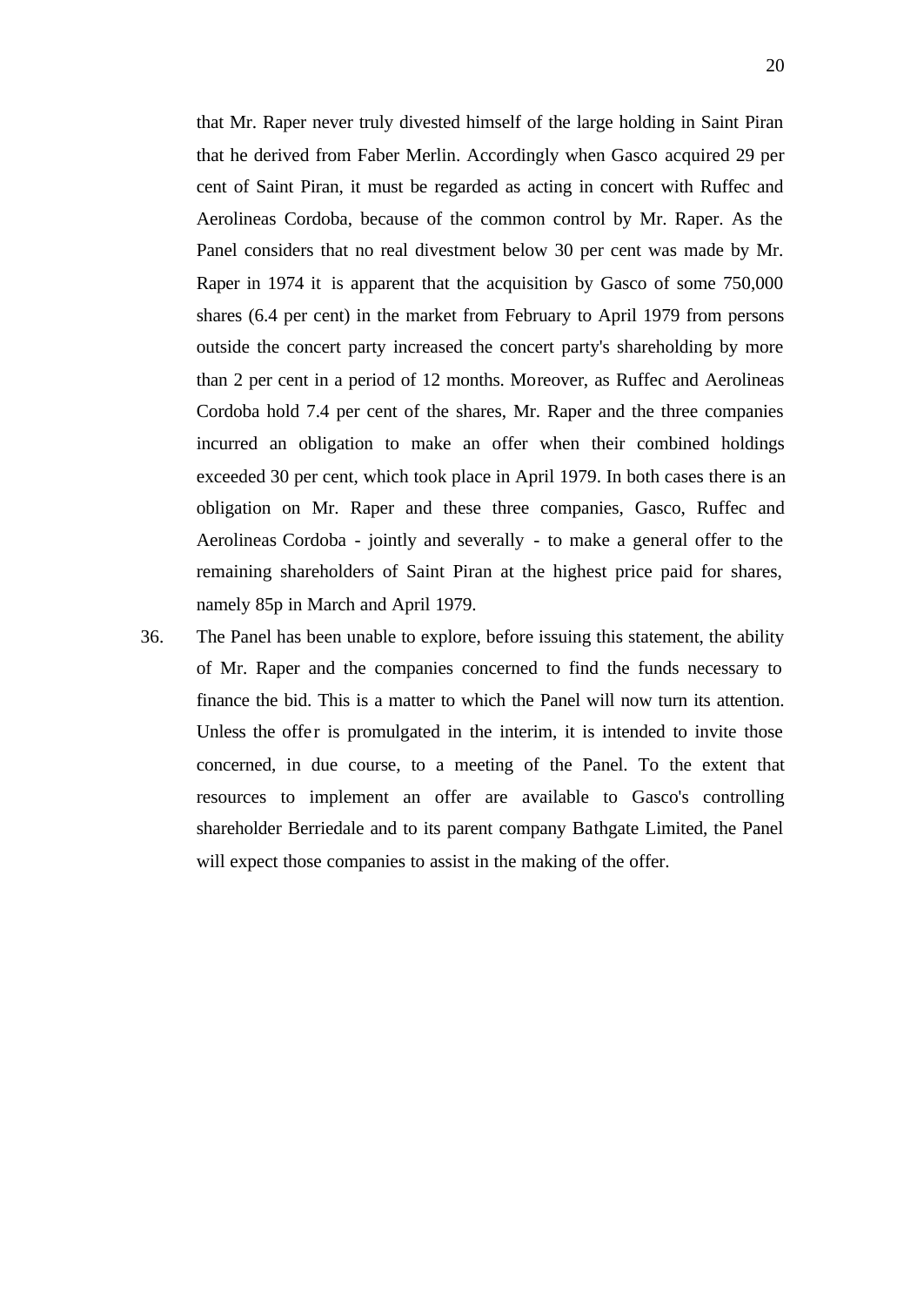that Mr. Raper never truly divested himself of the large holding in Saint Piran that he derived from Faber Merlin. Accordingly when Gasco acquired 29 per cent of Saint Piran, it must be regarded as acting in concert with Ruffec and Aerolineas Cordoba, because of the common control by Mr. Raper. As the Panel considers that no real divestment below 30 per cent was made by Mr. Raper in 1974 it is apparent that the acquisition by Gasco of some 750,000 shares (6.4 per cent) in the market from February to April 1979 from persons outside the concert party increased the concert party's shareholding by more than 2 per cent in a period of 12 months. Moreover, as Ruffec and Aerolineas Cordoba hold 7.4 per cent of the shares, Mr. Raper and the three companies incurred an obligation to make an offer when their combined holdings exceeded 30 per cent, which took place in April 1979. In both cases there is an obligation on Mr. Raper and these three companies, Gasco, Ruffec and Aerolineas Cordoba - jointly and severally - to make a general offer to the remaining shareholders of Saint Piran at the highest price paid for shares, namely 85p in March and April 1979.

36. The Panel has been unable to explore, before issuing this statement, the ability of Mr. Raper and the companies concerned to find the funds necessary to finance the bid. This is a matter to which the Panel will now turn its attention. Unless the offer is promulgated in the interim, it is intended to invite those concerned, in due course, to a meeting of the Panel. To the extent that resources to implement an offer are available to Gasco's controlling shareholder Berriedale and to its parent company Bathgate Limited, the Panel will expect those companies to assist in the making of the offer.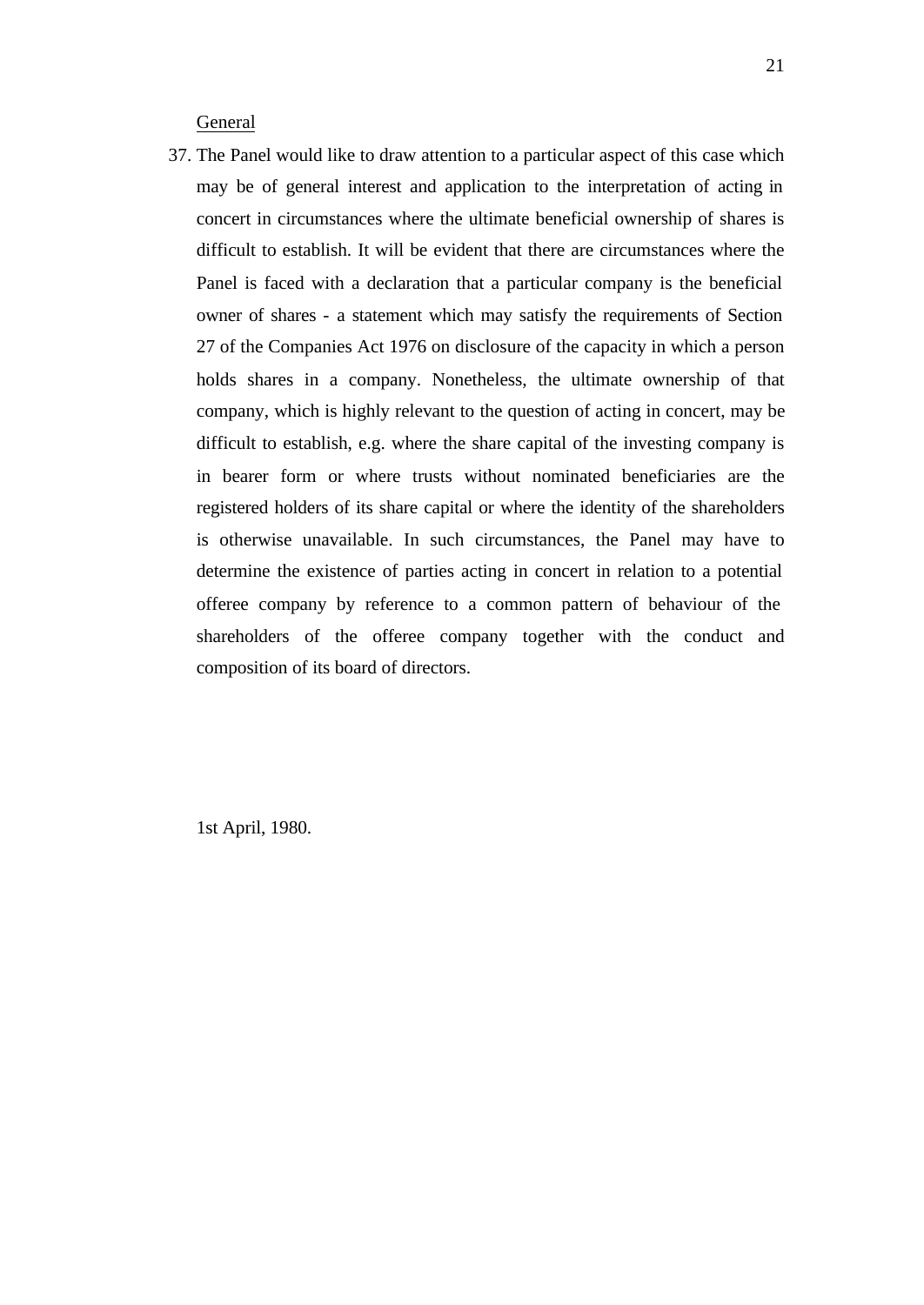<u>General</u>

37. The Panel would like to draw attention to a particular aspect of this case which may be of general interest and application to the interpretation of acting in concert in circumstances where the ultimate beneficial ownership of shares is difficult to establish. It will be evident that there are circumstances where the Panel is faced with a declaration that a particular company is the beneficial owner of shares - a statement which may satisfy the requirements of Section 27 of the Companies Act 1976 on disclosure of the capacity in which a person holds shares in a company. Nonetheless, the ultimate ownership of that company, which is highly relevant to the question of acting in concert, may be difficult to establish, e.g. where the share capital of the investing company is in bearer form or where trusts without nominated beneficiaries are the registered holders of its share capital or where the identity of the shareholders is otherwise unavailable. In such circumstances, the Panel may have to determine the existence of parties acting in concert in relation to a potential offeree company by reference to a common pattern of behaviour of the shareholders of the offeree company together with the conduct and composition of its board of directors.

1st April, 1980.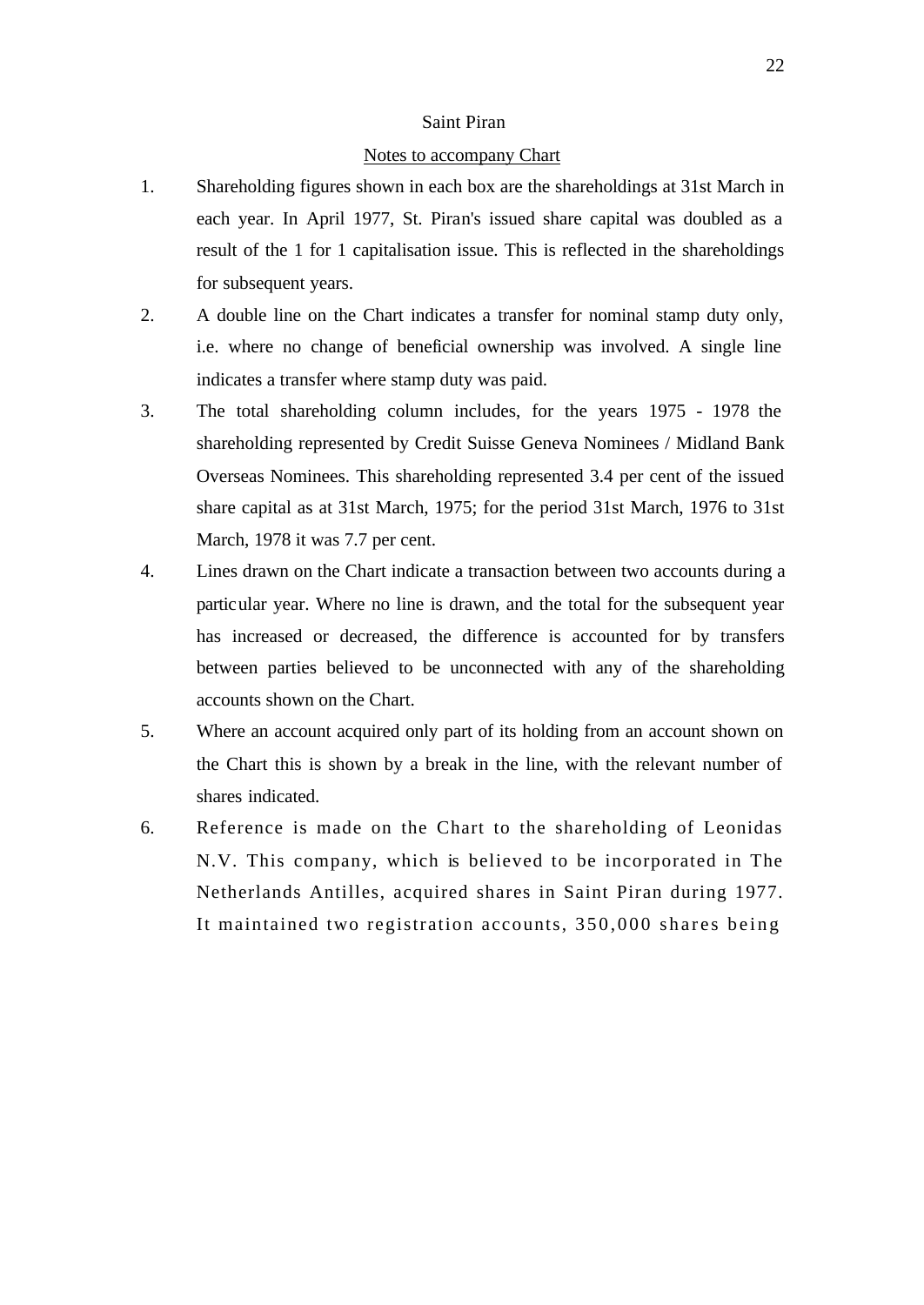Saint Piran

Notes to accompany Chart

1. Shareholding figures shown in each box are the shareholdings at 31st March in each year. In April 1977, St. Piran's issued share capital was doubled as a result of the 1 for 1 capitalisation issue. This is reflected in the shareholdings for subsequent years.

2. A double line on the Chart indicates a transfer for nominal stamp duty only, i.e. where no change of beneficial ownership was involved. A single line indicates a transfer where stamp duty was paid.

3. The total shareholding column includes, for the years 1975 - 1978 the shareholding represented by Credit Suisse Geneva Nominees / Midland Bank Overseas Nominees. This shareholding represented 3.4 per cent of the issued share capital as at 31st March, 1975; for the period 31st March, 1976 to 31st March, 1978 it was 7.7 per cent.

4. Lines drawn on the Chart indicate a transaction between two accounts during a particular year. Where no line is drawn, and the total for the subsequent year has increased or decreased, the difference is accounted for by transfers between parties believed to be unconnected with any of the shareholding accounts shown on the Chart.

5. Where an account acquired only part of its holding from an account shown on the Chart this is shown by a break in the line, with the relevant number of shares indicated.

6. Reference is made on the Chart to the shareholding of Leonidas N.V. This company, which is believed to be incorporated in The Netherlands Antilles, acquired shares in Saint Piran during 1977. It maintained two registration accounts, 350,000 shares being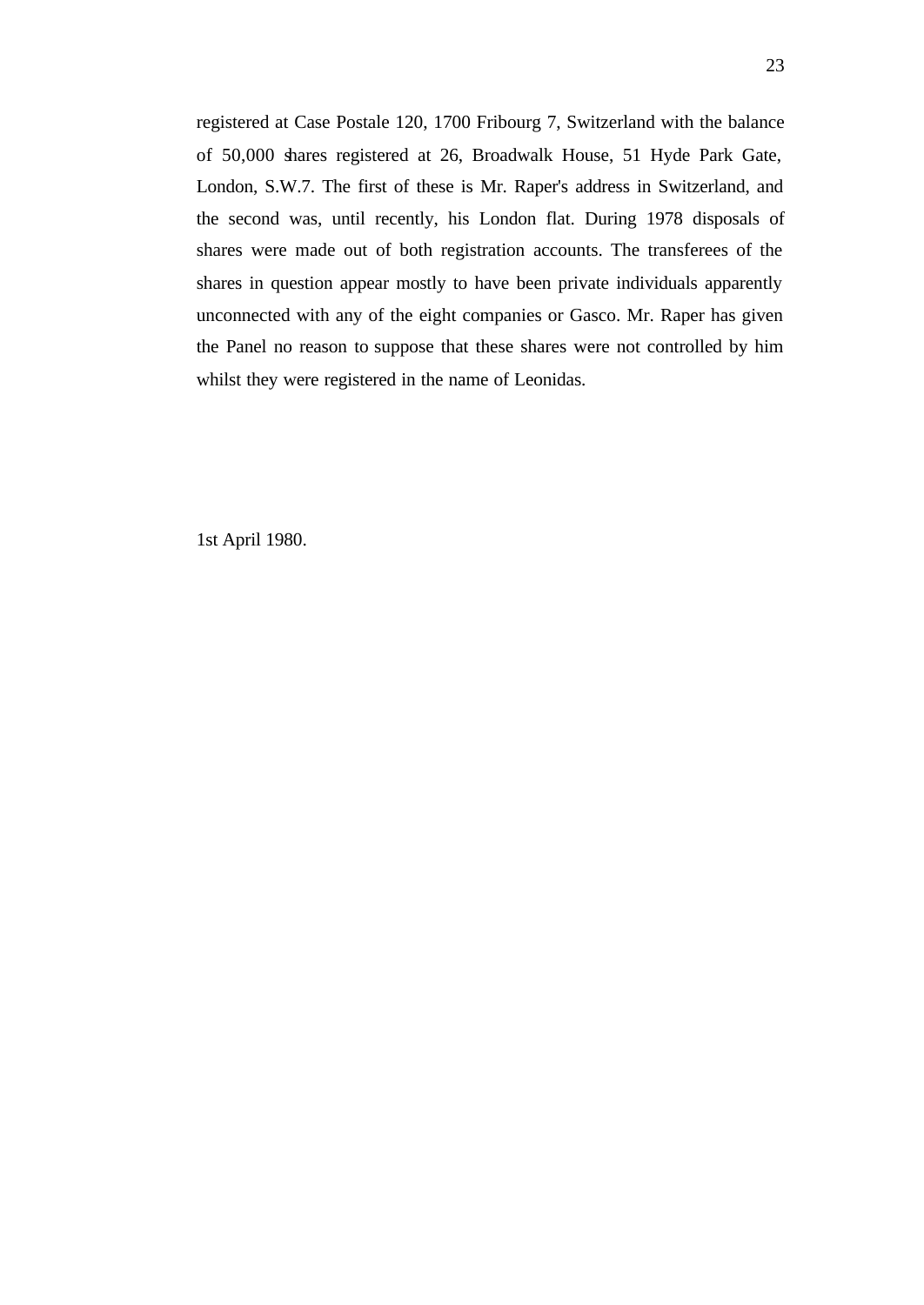registered at Case Postale 120, 1700 Fribourg 7, Switzerland with the balance of 50,000 shares registered at 26, Broadwalk House, 51 Hyde Park Gate, London, S.W.7. The first of these is Mr. Raper's address in Switzerland, and the second was, until recently, his London flat. During 1978 disposals of shares were made out of both registration accounts. The transferees of the shares in question appear mostly to have been private individuals apparently unconnected with any of the eight companies or Gasco. Mr. Raper has given the Panel no reason to suppose that these shares were not controlled by him whilst they were registered in the name of Leonidas.

1st April 1980.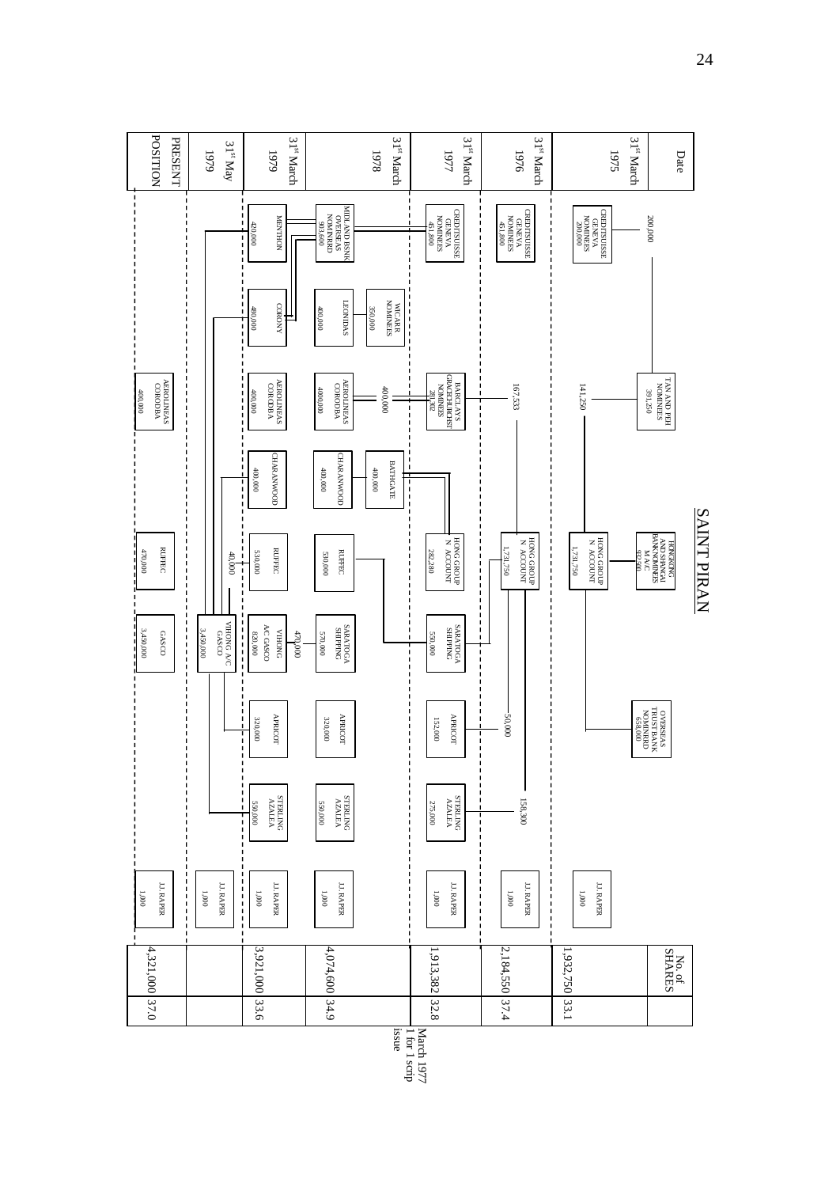SAINT PIRAN

Date

No. of SHARES

31st March 1975

200,000

CREDITSUISSE GENEVA NOMINEES 200,000

TAN AND PEH NOMINEES 391,250

141,250

HONGKONG AND SHANGHAI BANK NOMINEES M A/C 98,500

HONG GROUP N ACCOUNT 1,731,750

OVERSEAS TRUST BANK NOMINEES 658,000

J.J. RAPER 1,000

1,932,750 33.1

31st March 1976

CREDITSUISSE GENEVA NOMINEES 451,800

167,533

HONG GROUP N ACCOUNT 1,731,750

50,000

158,300

J.J. RAPER 1,000

2,184,550 37.4

31st March 1977

CREDITSUISSE GENEVA NOMINEES 451,800

BARCLAYS GRACECHURCH ST NOMINEES 28,302

HONG GROUP N ACCOUNT 282,280

SARATOGA SHIPPING 550,000

APRICOT 152,000

STERLING AZALEA 275,000

J.J. RAPER 1,000

1,913,382 32.8

March 1977 1 for 1 scrip issue

31st March 1978

MIDLAND BANK OVERSEAS NOMINEES 903,600

WIC ARR NOMINEES 350,000

LEONIDAS 400,000

400,000

AEROLINEAS CORODBA 400,000

BATHGATE 400,000

CHARANWOOD 400,000

RUFFEC 530,000

SARATOGA SHIPPING 570,000

APRICOT 320,000

STERLING AZALEA 530,000

J.J. RAPER 1,000

4,074,600 34.9

31st March 1979

MENTHON 420,000

CORGNY 400,000

AEROLINEAS CORODBA 400,000

CHARANWOOD 400,000

RUFFEC 530,000

40,000

470,000

VIHONG A/C GASCO 820,000

APRICOT 320,000

STERLING AZALEA 530,000

J.J. RAPER 1,000

3,921,000 33.6

31st May 1979

VIHONG A/C GASCO 3,450,000

J.J. RAPER 1,000

PRESENT POSITION

AEROLINEAS CORODBA 400,000

RUFFEC 470,000

GASCO 3,450,000

J.J. RAPER 1,000

4,321,000 37.0